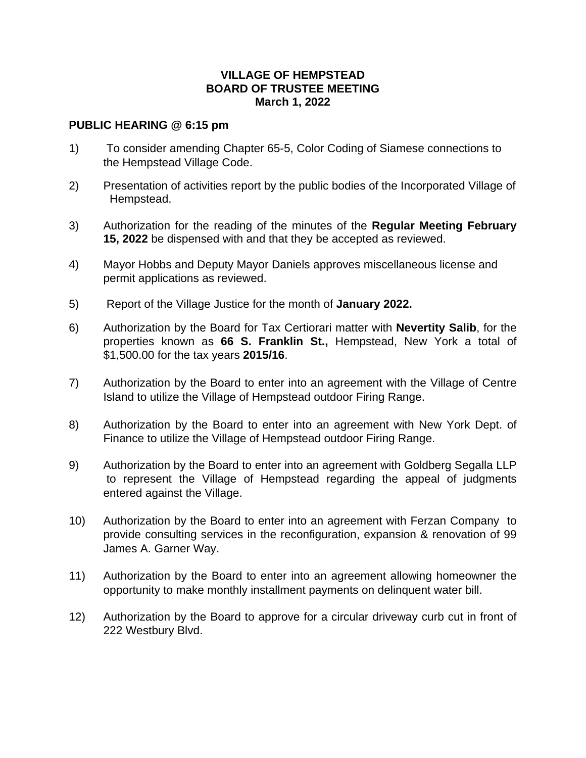**VILLAGE OF HEMPSTEAD**
**BOARD OF TRUSTEE MEETING**
**March 1, 2022**

**PUBLIC HEARING @ 6:15 pm**

1) To consider amending Chapter 65-5, Color Coding of Siamese connections to the Hempstead Village Code.

2) Presentation of activities report by the public bodies of the Incorporated Village of Hempstead.

3) Authorization for the reading of the minutes of the **Regular Meeting February 15, 2022** be dispensed with and that they be accepted as reviewed.

4) Mayor Hobbs and Deputy Mayor Daniels approves miscellaneous license and permit applications as reviewed.

5) Report of the Village Justice for the month of **January 2022.**

6) Authorization by the Board for Tax Certiorari matter with **Nevertity Salib**, for the properties known as **66 S. Franklin St.,** Hempstead, New York a total of $1,500.00 for the tax years **2015/16**.

7) Authorization by the Board to enter into an agreement with the Village of Centre Island to utilize the Village of Hempstead outdoor Firing Range.

8) Authorization by the Board to enter into an agreement with New York Dept. of Finance to utilize the Village of Hempstead outdoor Firing Range.

9) Authorization by the Board to enter into an agreement with Goldberg Segalla LLP to represent the Village of Hempstead regarding the appeal of judgments entered against the Village.

10) Authorization by the Board to enter into an agreement with Ferzan Company to provide consulting services in the reconfiguration, expansion & renovation of 99 James A. Garner Way.

11) Authorization by the Board to enter into an agreement allowing homeowner the opportunity to make monthly installment payments on delinquent water bill.

12) Authorization by the Board to approve for a circular driveway curb cut in front of 222 Westbury Blvd.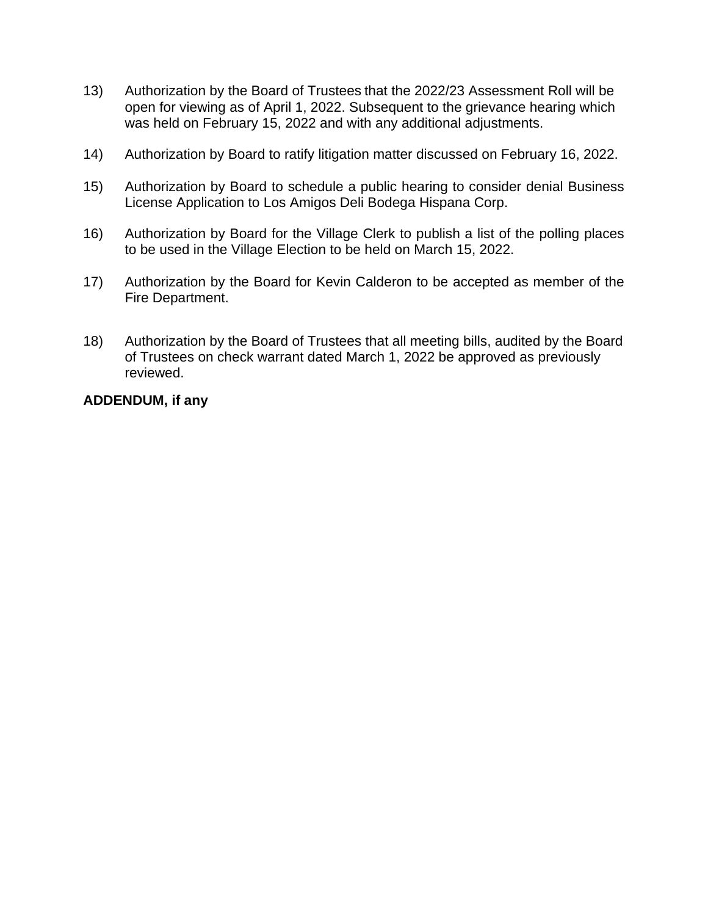13) Authorization by the Board of Trustees that the 2022/23 Assessment Roll will be open for viewing as of April 1, 2022. Subsequent to the grievance hearing which was held on February 15, 2022 and with any additional adjustments.

14) Authorization by Board to ratify litigation matter discussed on February 16, 2022.

15) Authorization by Board to schedule a public hearing to consider denial Business License Application to Los Amigos Deli Bodega Hispana Corp.

16) Authorization by Board for the Village Clerk to publish a list of the polling places to be used in the Village Election to be held on March 15, 2022.

17) Authorization by the Board for Kevin Calderon to be accepted as member of the Fire Department.

18) Authorization by the Board of Trustees that all meeting bills, audited by the Board of Trustees on check warrant dated March 1, 2022 be approved as previously reviewed.

**ADDENDUM, if any**